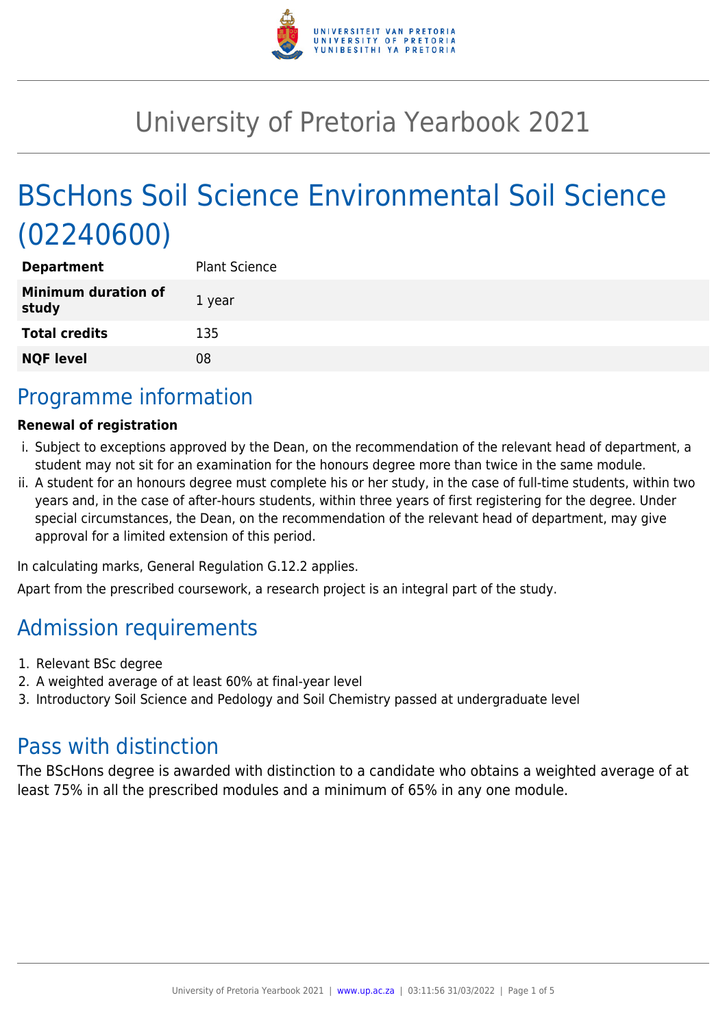# University of Pretoria Yearbook 2021

## BScHons Soil Science Environmental Soil Science (02240600)

| | |
|---|---|
| **Department** | Plant Science |
| **Minimum duration of study** | 1 year |
| **Total credits** | 135 |
| **NQF level** | 08 |

## Programme information

**Renewal of registration**

i. Subject to exceptions approved by the Dean, on the recommendation of the relevant head of department, a student may not sit for an examination for the honours degree more than twice in the same module.
ii. A student for an honours degree must complete his or her study, in the case of full-time students, within two years and, in the case of after-hours students, within three years of first registering for the degree. Under special circumstances, the Dean, on the recommendation of the relevant head of department, may give approval for a limited extension of this period.

In calculating marks, General Regulation G.12.2 applies.

Apart from the prescribed coursework, a research project is an integral part of the study.

## Admission requirements

1. Relevant BSc degree
2. A weighted average of at least 60% at final-year level
3. Introductory Soil Science and Pedology and Soil Chemistry passed at undergraduate level

## Pass with distinction

The BScHons degree is awarded with distinction to a candidate who obtains a weighted average of at least 75% in all the prescribed modules and a minimum of 65% in any one module.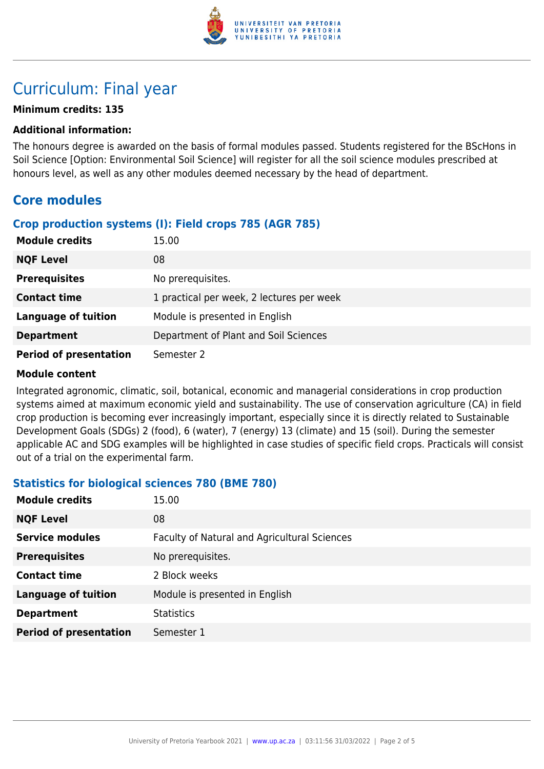# Curriculum: Final year

**Minimum credits: 135**

**Additional information:**

The honours degree is awarded on the basis of formal modules passed. Students registered for the BScHons in Soil Science [Option: Environmental Soil Science] will register for all the soil science modules prescribed at honours level, as well as any other modules deemed necessary by the head of department.

## Core modules

### Crop production systems (I): Field crops 785 (AGR 785)

| | |
|---|---|
| **Module credits** | 15.00 |
| **NQF Level** | 08 |
| **Prerequisites** | No prerequisites. |
| **Contact time** | 1 practical per week, 2 lectures per week |
| **Language of tuition** | Module is presented in English |
| **Department** | Department of Plant and Soil Sciences |
| **Period of presentation** | Semester 2 |

**Module content**

Integrated agronomic, climatic, soil, botanical, economic and managerial considerations in crop production systems aimed at maximum economic yield and sustainability. The use of conservation agriculture (CA) in field crop production is becoming ever increasingly important, especially since it is directly related to Sustainable Development Goals (SDGs) 2 (food), 6 (water), 7 (energy) 13 (climate) and 15 (soil). During the semester applicable AC and SDG examples will be highlighted in case studies of specific field crops. Practicals will consist out of a trial on the experimental farm.

### Statistics for biological sciences 780 (BME 780)

| | |
|---|---|
| **Module credits** | 15.00 |
| **NQF Level** | 08 |
| **Service modules** | Faculty of Natural and Agricultural Sciences |
| **Prerequisites** | No prerequisites. |
| **Contact time** | 2 Block weeks |
| **Language of tuition** | Module is presented in English |
| **Department** | Statistics |
| **Period of presentation** | Semester 1 |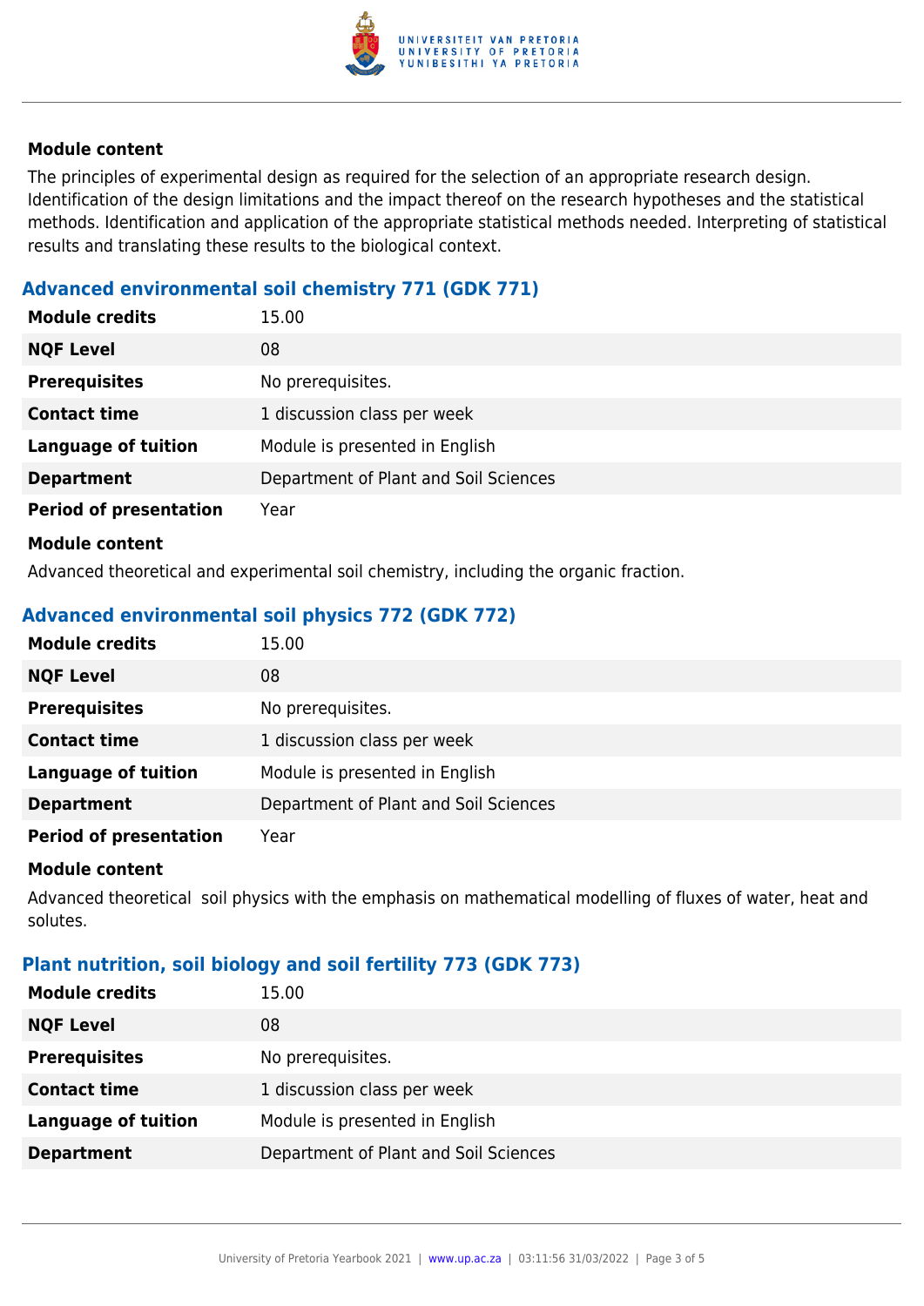**Module content**

The principles of experimental design as required for the selection of an appropriate research design. Identification of the design limitations and the impact thereof on the research hypotheses and the statistical methods. Identification and application of the appropriate statistical methods needed. Interpreting of statistical results and translating these results to the biological context.

### Advanced environmental soil chemistry 771 (GDK 771)

| | |
|---|---|
| **Module credits** | 15.00 |
| **NQF Level** | 08 |
| **Prerequisites** | No prerequisites. |
| **Contact time** | 1 discussion class per week |
| **Language of tuition** | Module is presented in English |
| **Department** | Department of Plant and Soil Sciences |
| **Period of presentation** | Year |

**Module content**

Advanced theoretical and experimental soil chemistry, including the organic fraction.

### Advanced environmental soil physics 772 (GDK 772)

| | |
|---|---|
| **Module credits** | 15.00 |
| **NQF Level** | 08 |
| **Prerequisites** | No prerequisites. |
| **Contact time** | 1 discussion class per week |
| **Language of tuition** | Module is presented in English |
| **Department** | Department of Plant and Soil Sciences |
| **Period of presentation** | Year |

**Module content**

Advanced theoretical soil physics with the emphasis on mathematical modelling of fluxes of water, heat and solutes.

### Plant nutrition, soil biology and soil fertility 773 (GDK 773)

| | |
|---|---|
| **Module credits** | 15.00 |
| **NQF Level** | 08 |
| **Prerequisites** | No prerequisites. |
| **Contact time** | 1 discussion class per week |
| **Language of tuition** | Module is presented in English |
| **Department** | Department of Plant and Soil Sciences |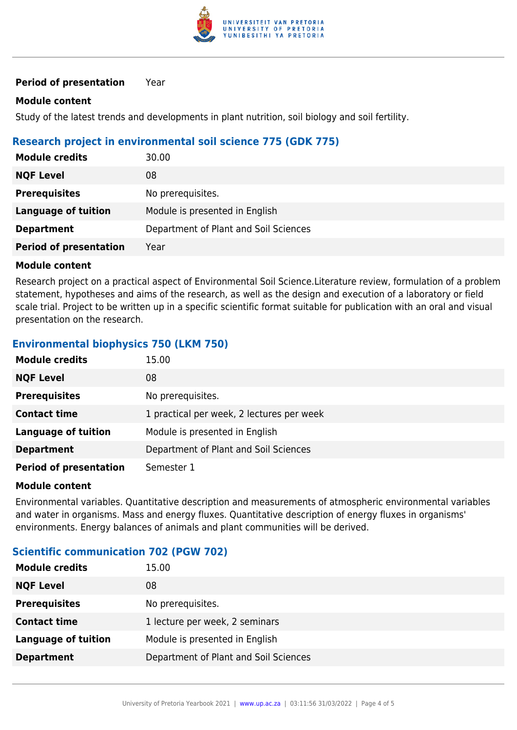| | |
|---|---|
| **Period of presentation** | Year |

**Module content**

Study of the latest trends and developments in plant nutrition, soil biology and soil fertility.

### Research project in environmental soil science 775 (GDK 775)

| | |
|---|---|
| **Module credits** | 30.00 |
| **NQF Level** | 08 |
| **Prerequisites** | No prerequisites. |
| **Language of tuition** | Module is presented in English |
| **Department** | Department of Plant and Soil Sciences |
| **Period of presentation** | Year |

**Module content**

Research project on a practical aspect of Environmental Soil Science.Literature review, formulation of a problem statement, hypotheses and aims of the research, as well as the design and execution of a laboratory or field scale trial. Project to be written up in a specific scientific format suitable for publication with an oral and visual presentation on the research.

### Environmental biophysics 750 (LKM 750)

| | |
|---|---|
| **Module credits** | 15.00 |
| **NQF Level** | 08 |
| **Prerequisites** | No prerequisites. |
| **Contact time** | 1 practical per week, 2 lectures per week |
| **Language of tuition** | Module is presented in English |
| **Department** | Department of Plant and Soil Sciences |
| **Period of presentation** | Semester 1 |

**Module content**

Environmental variables. Quantitative description and measurements of atmospheric environmental variables and water in organisms. Mass and energy fluxes. Quantitative description of energy fluxes in organisms' environments. Energy balances of animals and plant communities will be derived.

### Scientific communication 702 (PGW 702)

| | |
|---|---|
| **Module credits** | 15.00 |
| **NQF Level** | 08 |
| **Prerequisites** | No prerequisites. |
| **Contact time** | 1 lecture per week, 2 seminars |
| **Language of tuition** | Module is presented in English |
| **Department** | Department of Plant and Soil Sciences |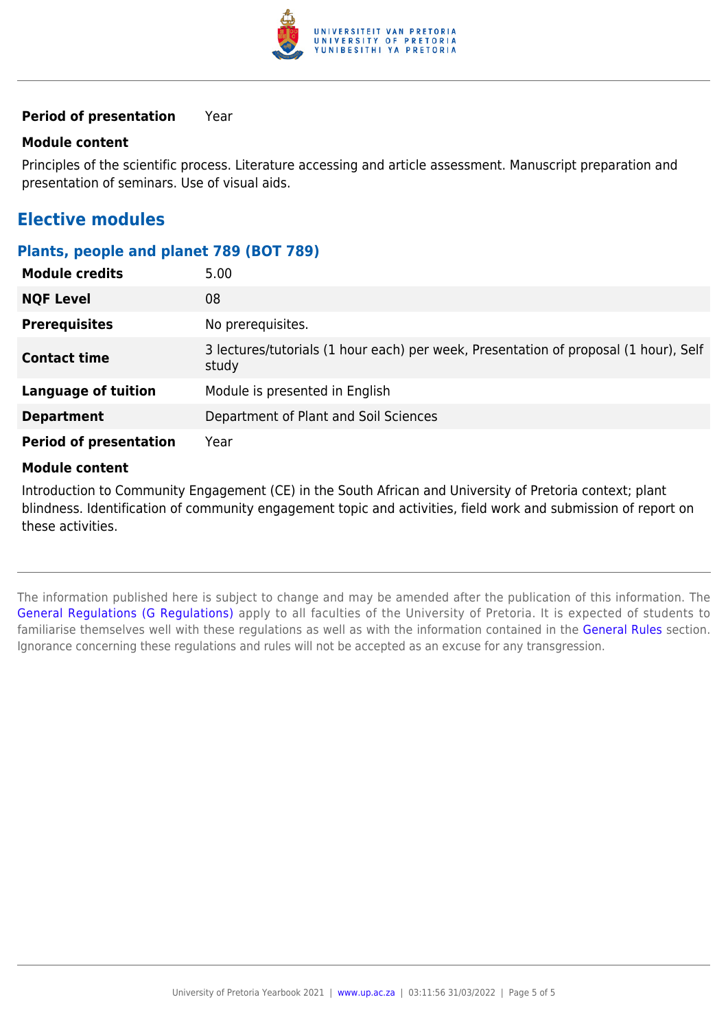**Period of presentation** Year

**Module content**

Principles of the scientific process. Literature accessing and article assessment. Manuscript preparation and presentation of seminars. Use of visual aids.

## Elective modules

### Plants, people and planet 789 (BOT 789)

| | |
|---|---|
| **Module credits** | 5.00 |
| **NQF Level** | 08 |
| **Prerequisites** | No prerequisites. |
| **Contact time** | 3 lectures/tutorials (1 hour each) per week, Presentation of proposal (1 hour), Self study |
| **Language of tuition** | Module is presented in English |
| **Department** | Department of Plant and Soil Sciences |
| **Period of presentation** | Year |

**Module content**

Introduction to Community Engagement (CE) in the South African and University of Pretoria context; plant blindness. Identification of community engagement topic and activities, field work and submission of report on these activities.

---

The information published here is subject to change and may be amended after the publication of this information. The General Regulations (G Regulations) apply to all faculties of the University of Pretoria. It is expected of students to familiarise themselves well with these regulations as well as with the information contained in the General Rules section. Ignorance concerning these regulations and rules will not be accepted as an excuse for any transgression.